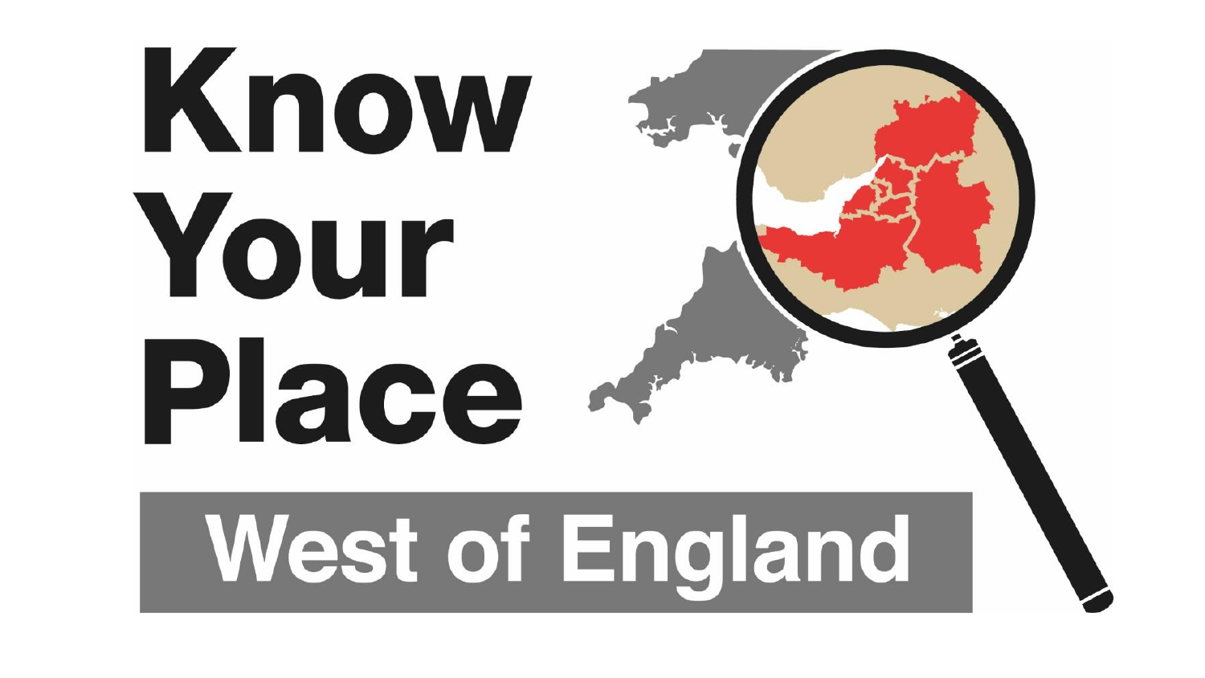# Know Your Place

## West of England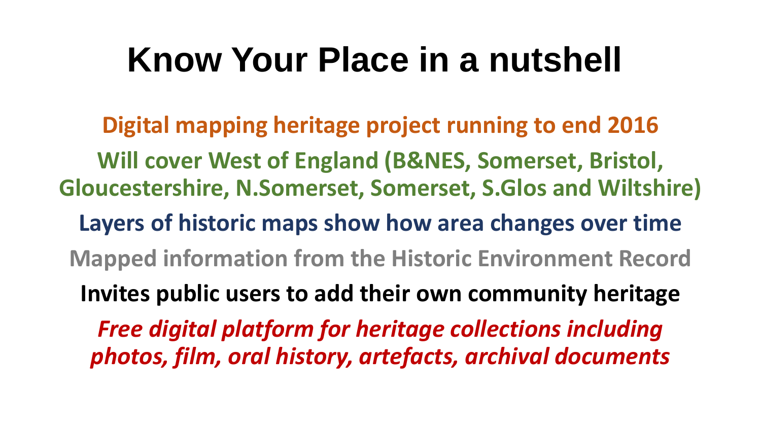# Know Your Place in a nutshell

**Digital mapping heritage project running to end 2016**

**Will cover West of England (B&NES, Somerset, Bristol, Gloucestershire, N.Somerset, Somerset, S.Glos and Wiltshire)**

**Layers of historic maps show how area changes over time**

**Mapped information from the Historic Environment Record**

**Invites public users to add their own community heritage**

***Free digital platform for heritage collections including photos, film, oral history, artefacts, archival documents***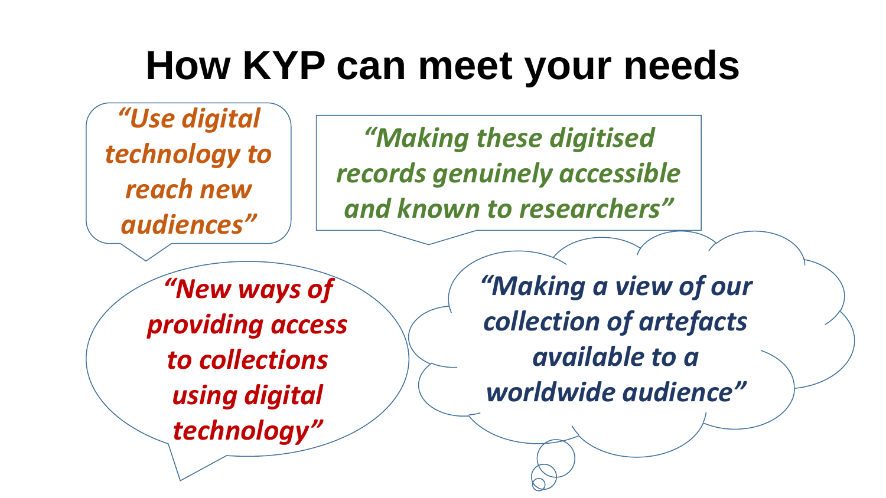# How KYP can meet your needs

*"Use digital technology to reach new audiences"*

*"Making these digitised records genuinely accessible and known to researchers"*

*"New ways of providing access to collections using digital technology"*

*"Making a view of our collection of artefacts available to a worldwide audience"*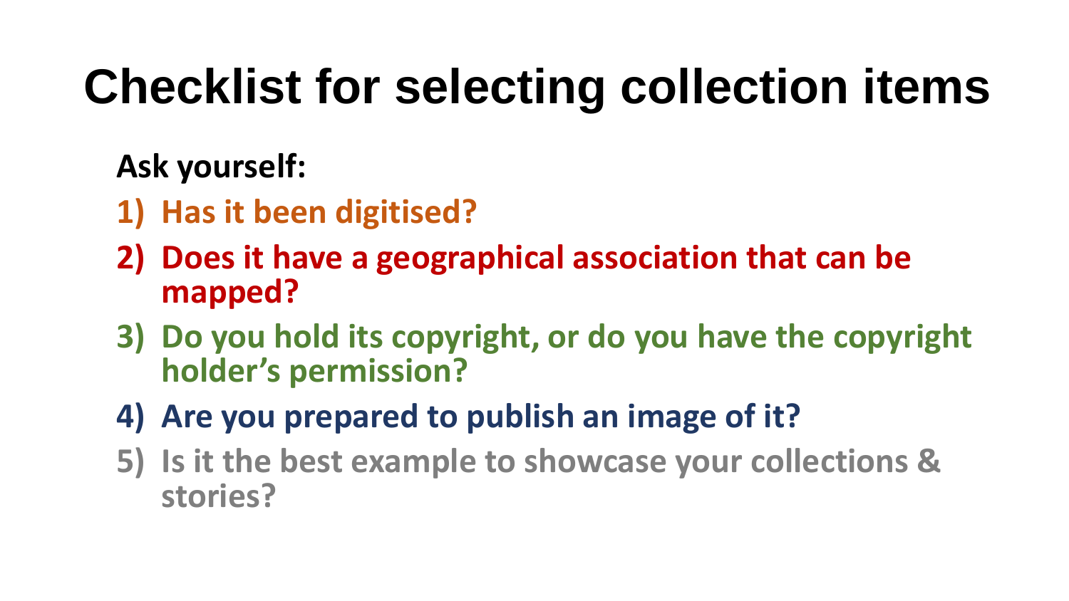# Checklist for selecting collection items

**Ask yourself:**

1) **Has it been digitised?**
2) **Does it have a geographical association that can be mapped?**
3) **Do you hold its copyright, or do you have the copyright holder's permission?**
4) **Are you prepared to publish an image of it?**
5) **Is it the best example to showcase your collections & stories?**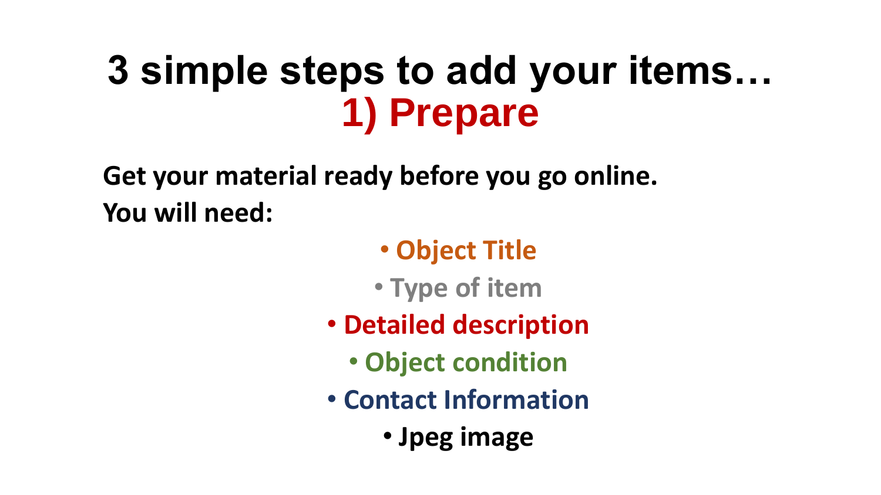# 3 simple steps to add your items…
## 1) Prepare

**Get your material ready before you go online.**

**You will need:**

- **Object Title**
- **Type of item**
- **Detailed description**
- **Object condition**
- **Contact Information**
- **Jpeg image**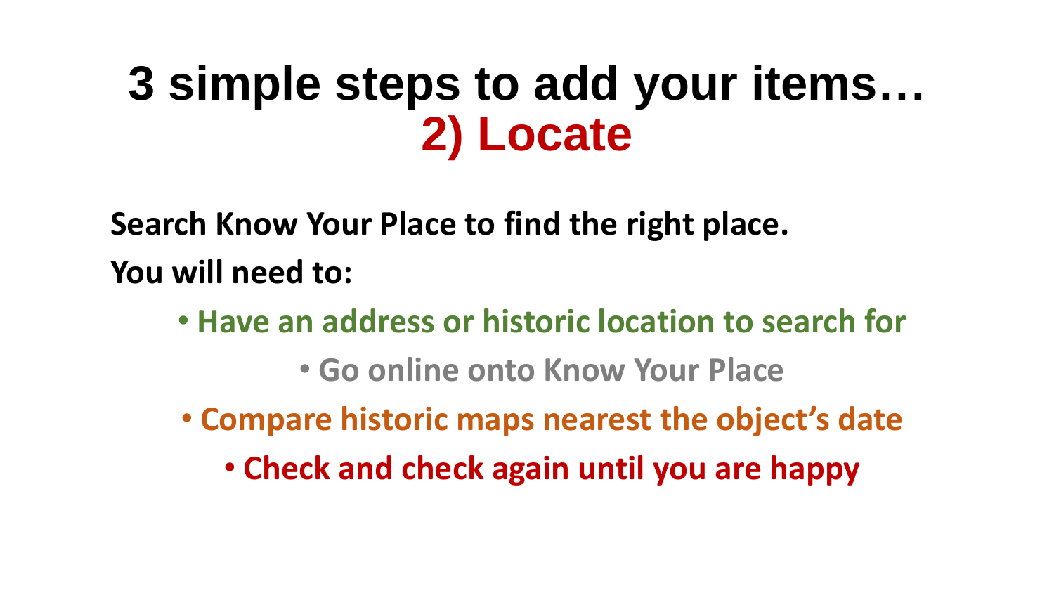# 3 simple steps to add your items…
## 2) Locate

**Search Know Your Place to find the right place.**

**You will need to:**

- **Have an address or historic location to search for**
- **Go online onto Know Your Place**
- **Compare historic maps nearest the object's date**
- **Check and check again until you are happy**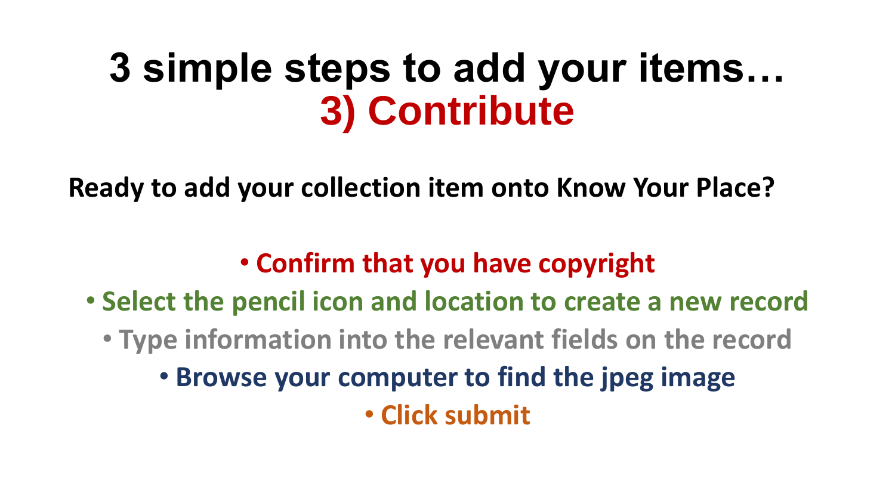# 3 simple steps to add your items… 3) Contribute

**Ready to add your collection item onto Know Your Place?**

- **Confirm that you have copyright**
- **Select the pencil icon and location to create a new record**
- **Type information into the relevant fields on the record**
- **Browse your computer to find the jpeg image**
- **Click submit**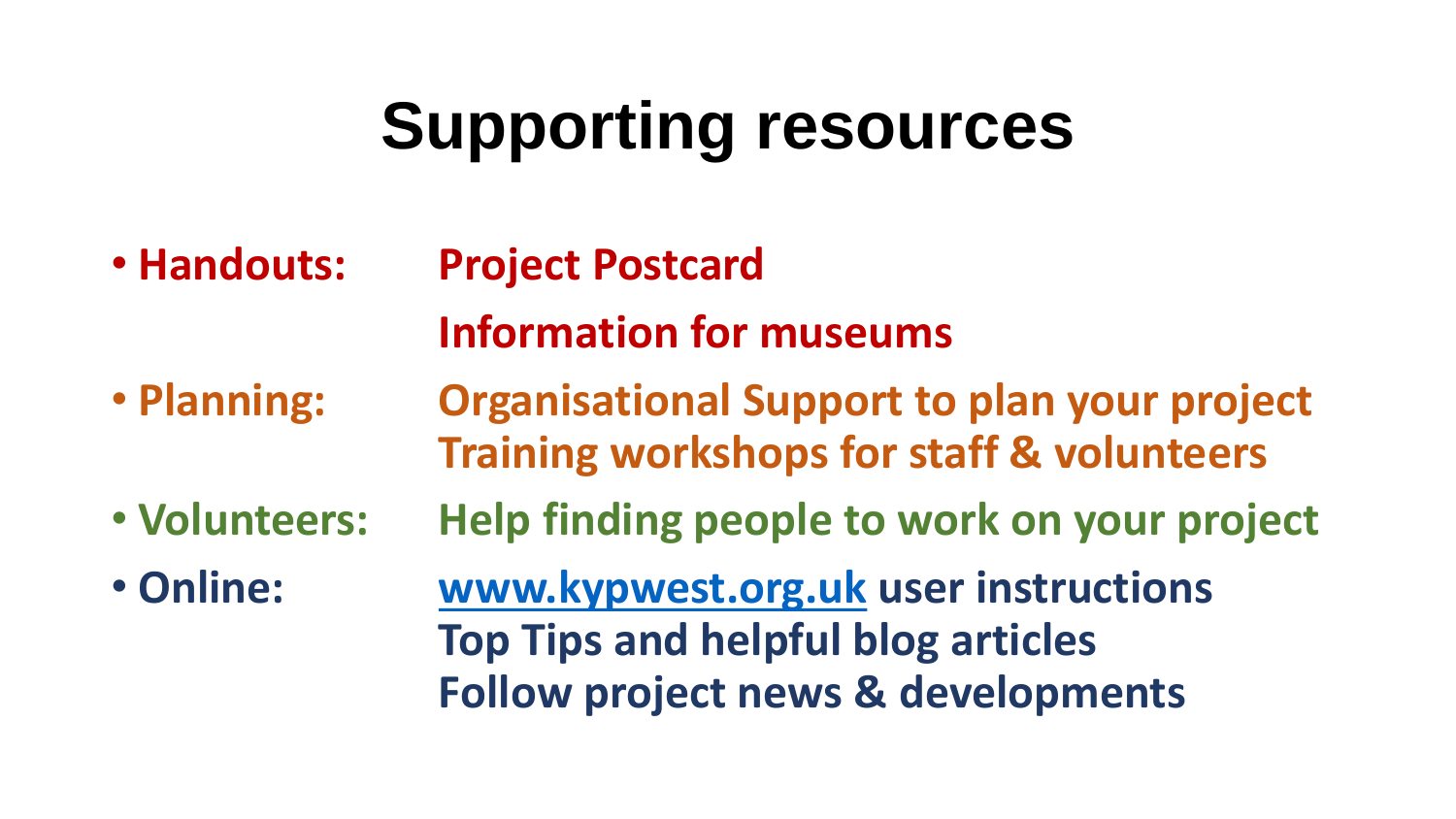# Supporting resources

- **Handouts:** **Project Postcard**
  **Information for museums**
- **Planning:** **Organisational Support to plan your project**
  **Training workshops for staff & volunteers**
- **Volunteers:** **Help finding people to work on your project**
- **Online:** **[www.kypwest.org.uk](http://www.kypwest.org.uk) user instructions**
  **Top Tips and helpful blog articles**
  **Follow project news & developments**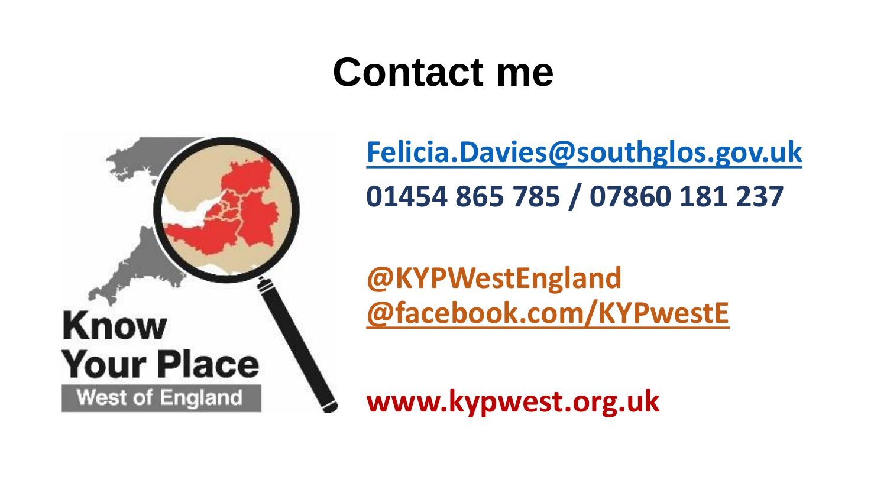# Contact me

Felicia.Davies@southglos.gov.uk

**01454 865 785 / 07860 181 237**

**@KYPWestEngland**

**@facebook.com/KYPwestE**

**www.kypwest.org.uk**